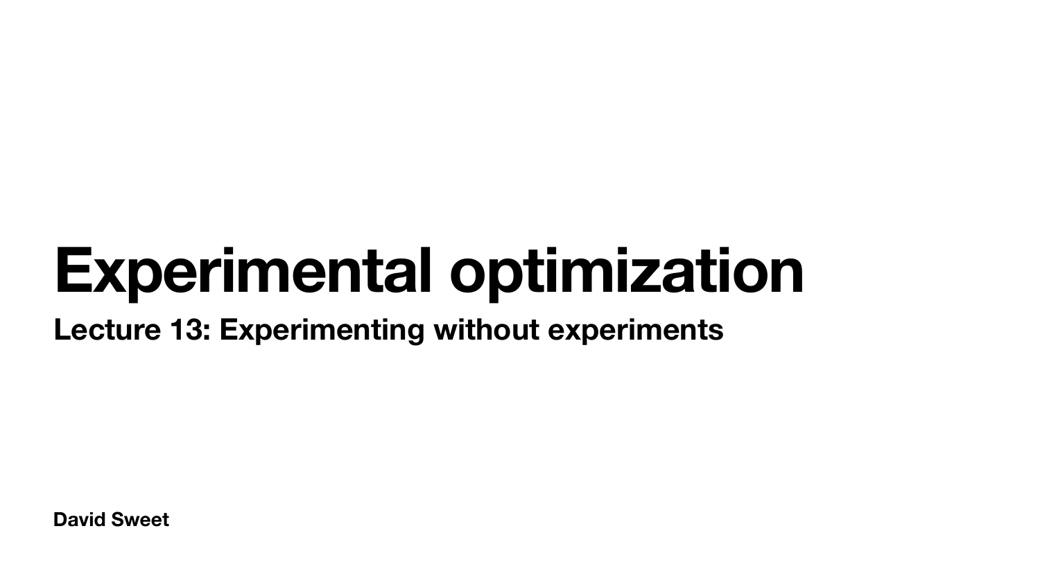# Experimental optimization

## Lecture 13: Experimenting without experiments

**David Sweet**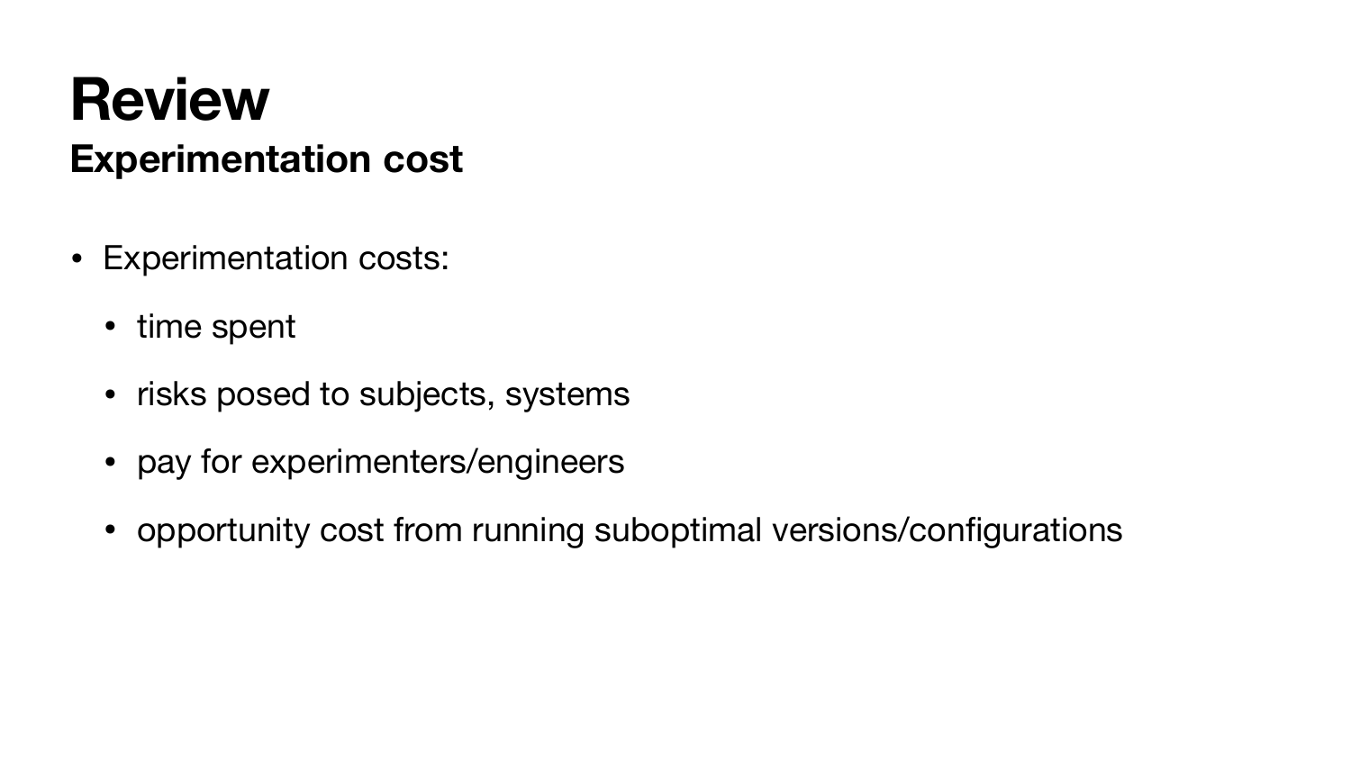# Review

## Experimentation cost

- Experimentation costs:
  - time spent
  - risks posed to subjects, systems
  - pay for experimenters/engineers
  - opportunity cost from running suboptimal versions/configurations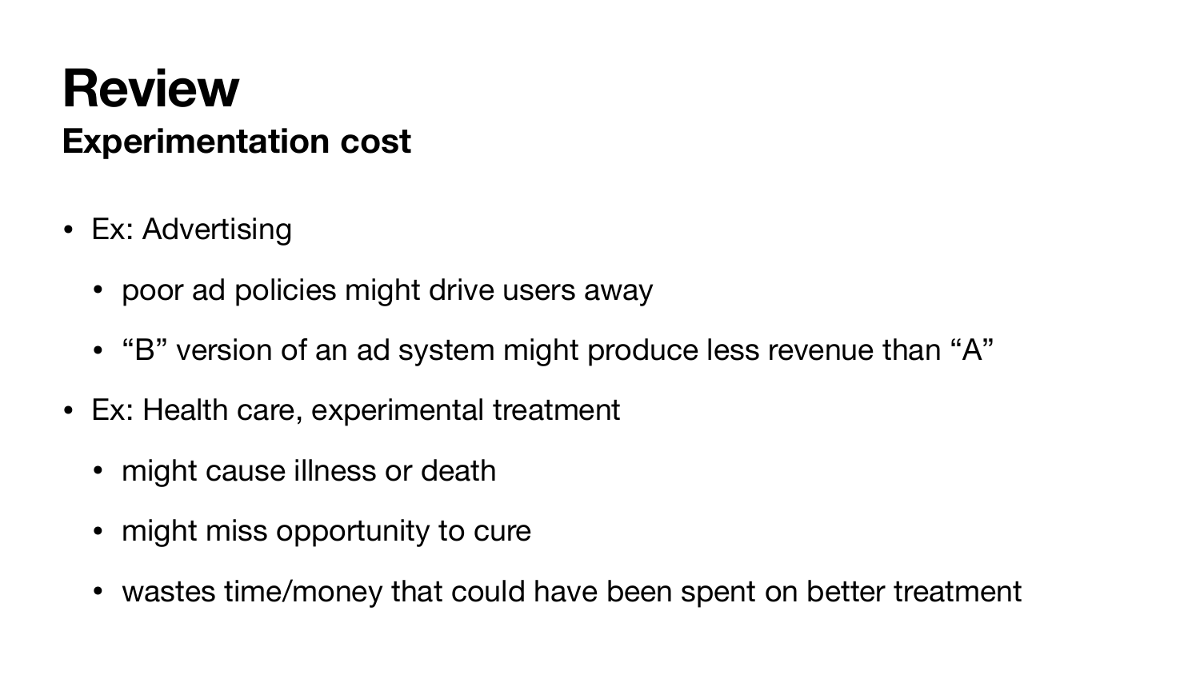# Review

## Experimentation cost

- Ex: Advertising
  - poor ad policies might drive users away
  - “B” version of an ad system might produce less revenue than “A”
- Ex: Health care, experimental treatment
  - might cause illness or death
  - might miss opportunity to cure
  - wastes time/money that could have been spent on better treatment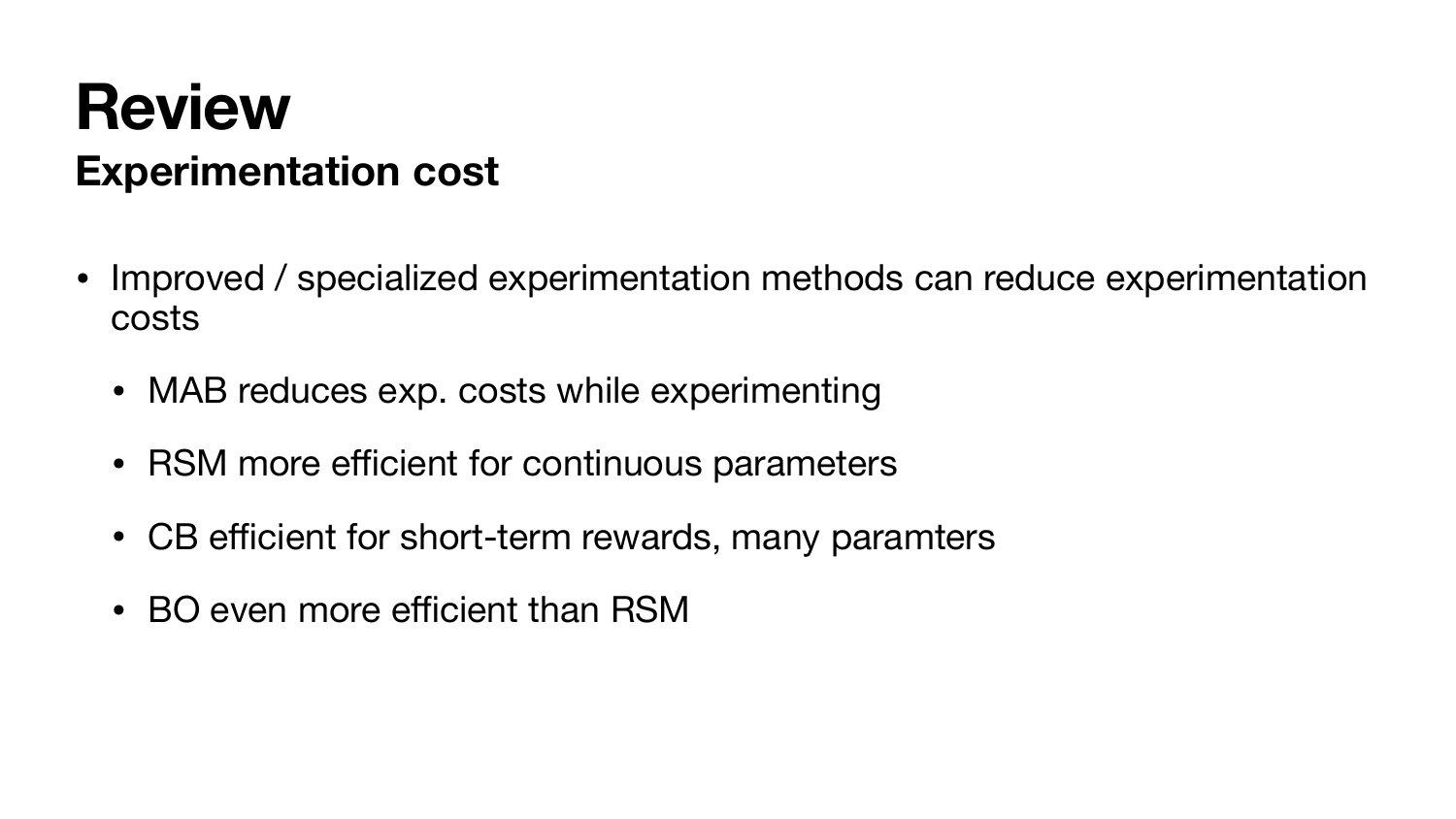# Review

## Experimentation cost

- Improved / specialized experimentation methods can reduce experimentation costs
  - MAB reduces exp. costs while experimenting
  - RSM more efficient for continuous parameters
  - CB efficient for short-term rewards, many paramters
  - BO even more efficient than RSM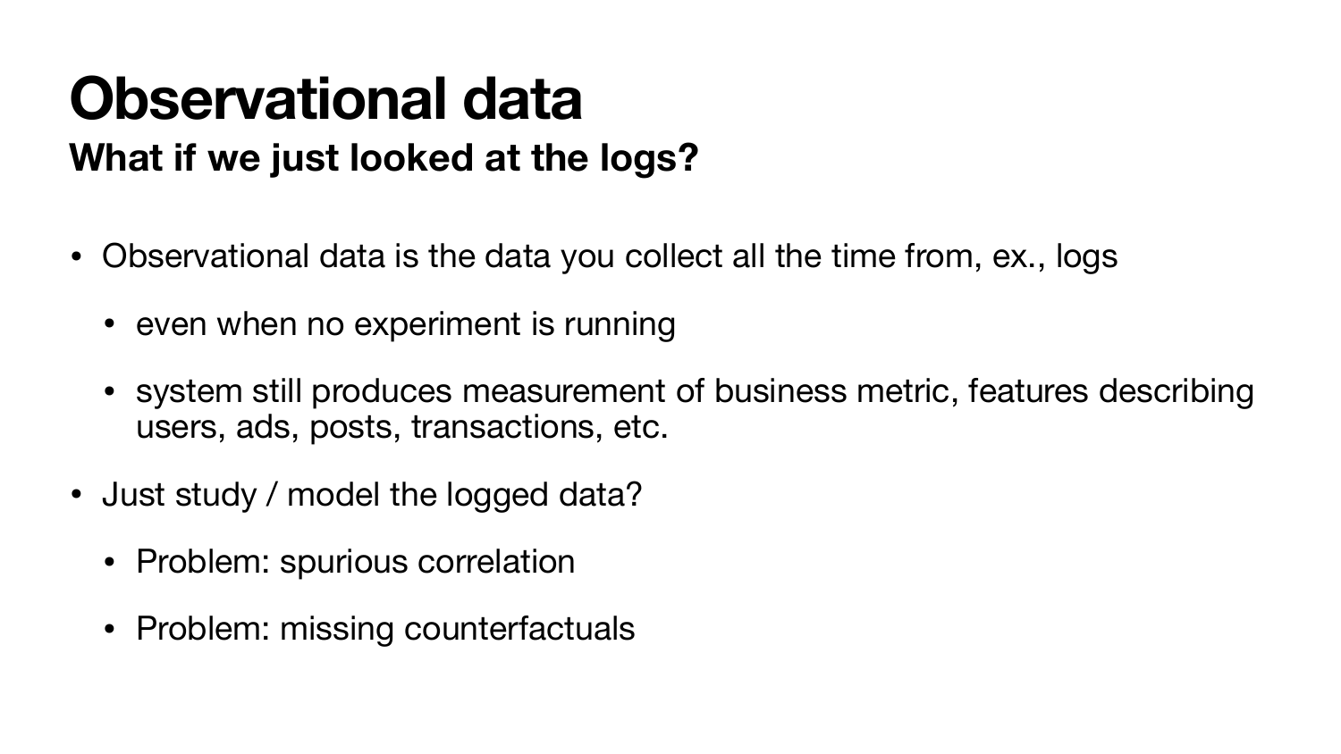# Observational data

## What if we just looked at the logs?

- Observational data is the data you collect all the time from, ex., logs
  - even when no experiment is running
  - system still produces measurement of business metric, features describing users, ads, posts, transactions, etc.
- Just study / model the logged data?
  - Problem: spurious correlation
  - Problem: missing counterfactuals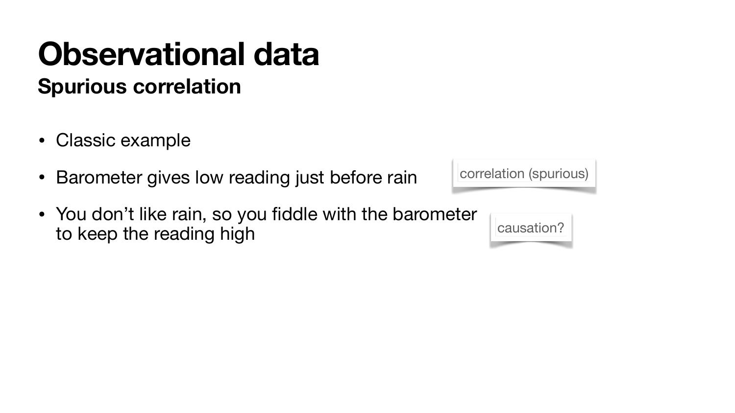# Observational data

## Spurious correlation

- Classic example
- Barometer gives low reading just before rain — correlation (spurious)
- You don't like rain, so you fiddle with the barometer to keep the reading high — causation?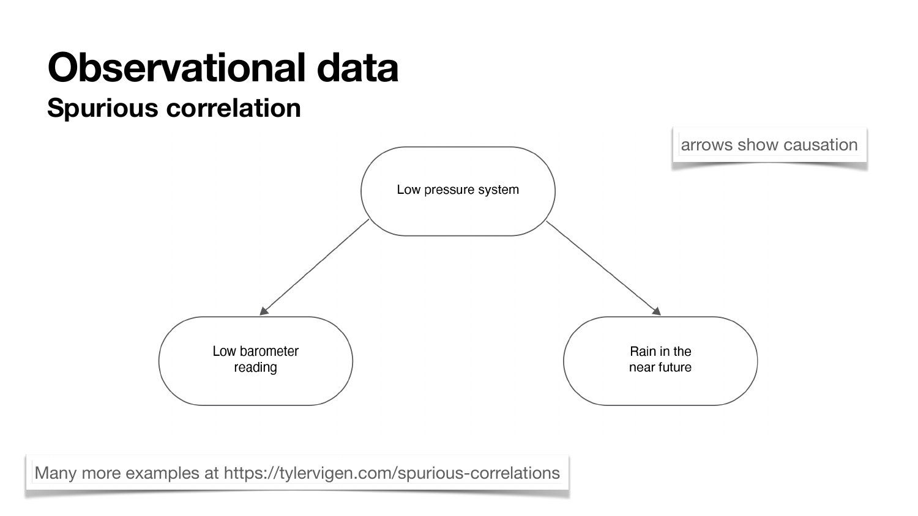# Observational data

## Spurious correlation

arrows show causation

Low pressure system

Low barometer reading

Rain in the near future

Many more examples at https://tylervigen.com/spurious-correlations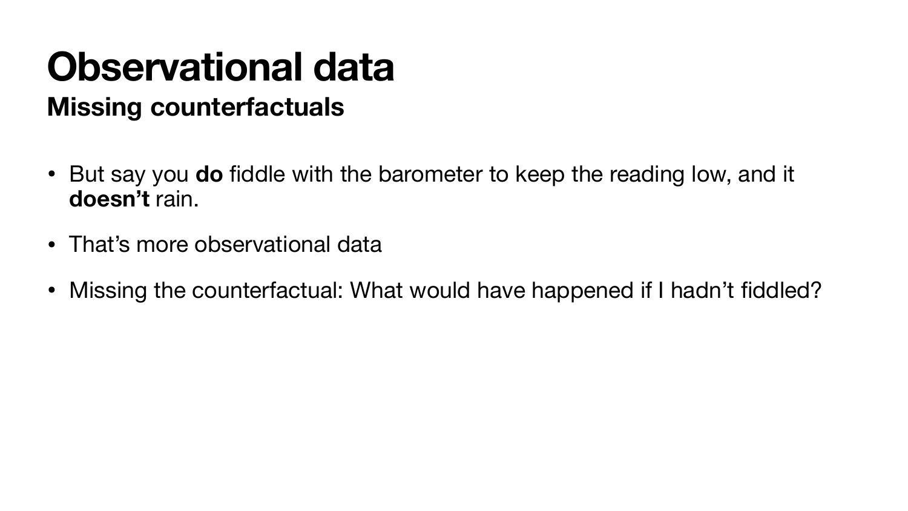# Observational data

## Missing counterfactuals

- But say you **do** fiddle with the barometer to keep the reading low, and it **doesn't** rain.
- That's more observational data
- Missing the counterfactual: What would have happened if I hadn't fiddled?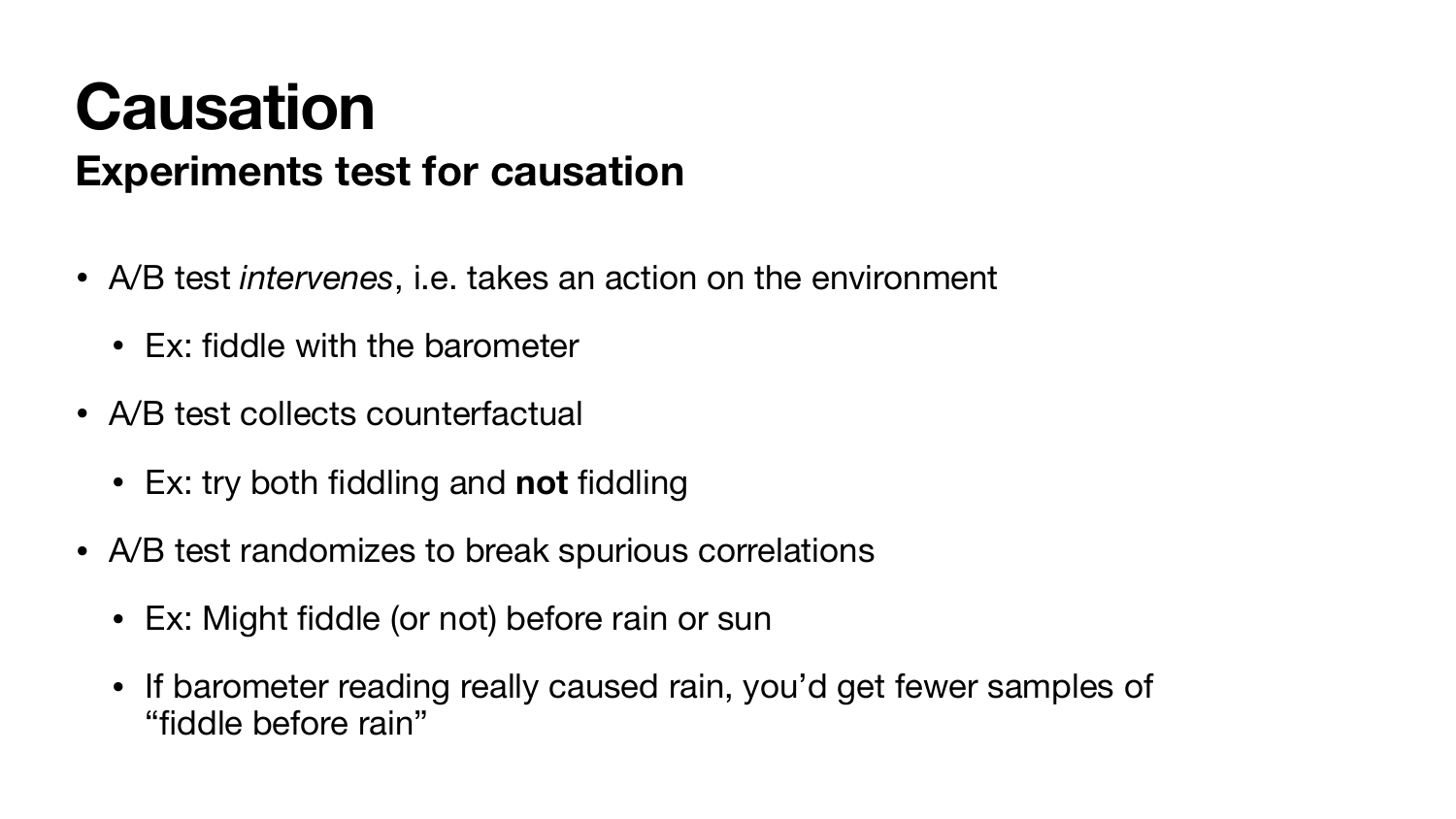# Causation

## Experiments test for causation

- A/B test *intervenes*, i.e. takes an action on the environment
  - Ex: fiddle with the barometer
- A/B test collects counterfactual
  - Ex: try both fiddling and **not** fiddling
- A/B test randomizes to break spurious correlations
  - Ex: Might fiddle (or not) before rain or sun
  - If barometer reading really caused rain, you'd get fewer samples of "fiddle before rain"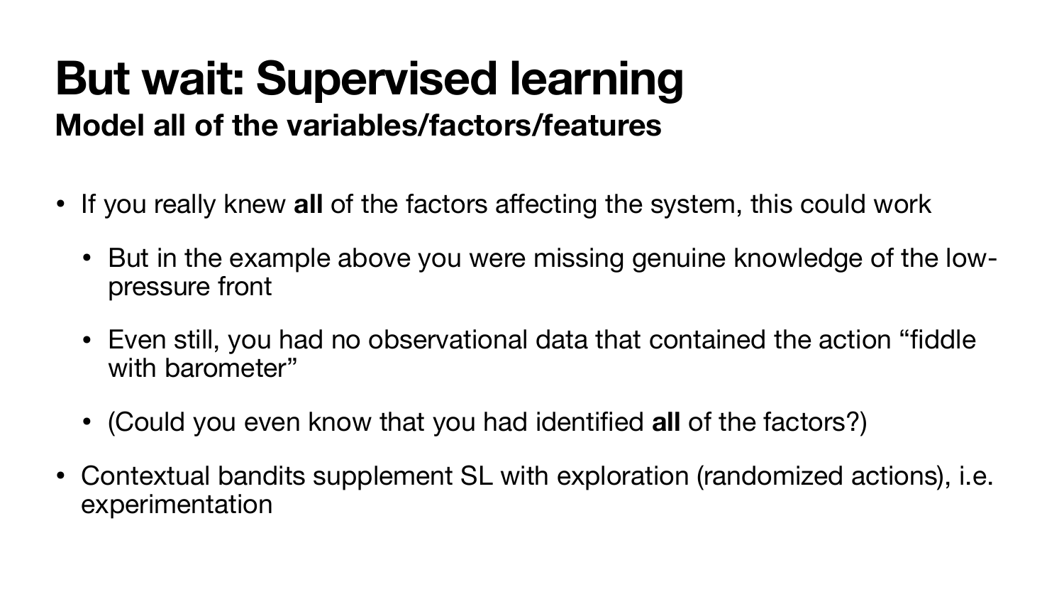# But wait: Supervised learning

## Model all of the variables/factors/features

- If you really knew **all** of the factors affecting the system, this could work
  - But in the example above you were missing genuine knowledge of the low-pressure front
  - Even still, you had no observational data that contained the action "fiddle with barometer"
  - (Could you even know that you had identified **all** of the factors?)
- Contextual bandits supplement SL with exploration (randomized actions), i.e. experimentation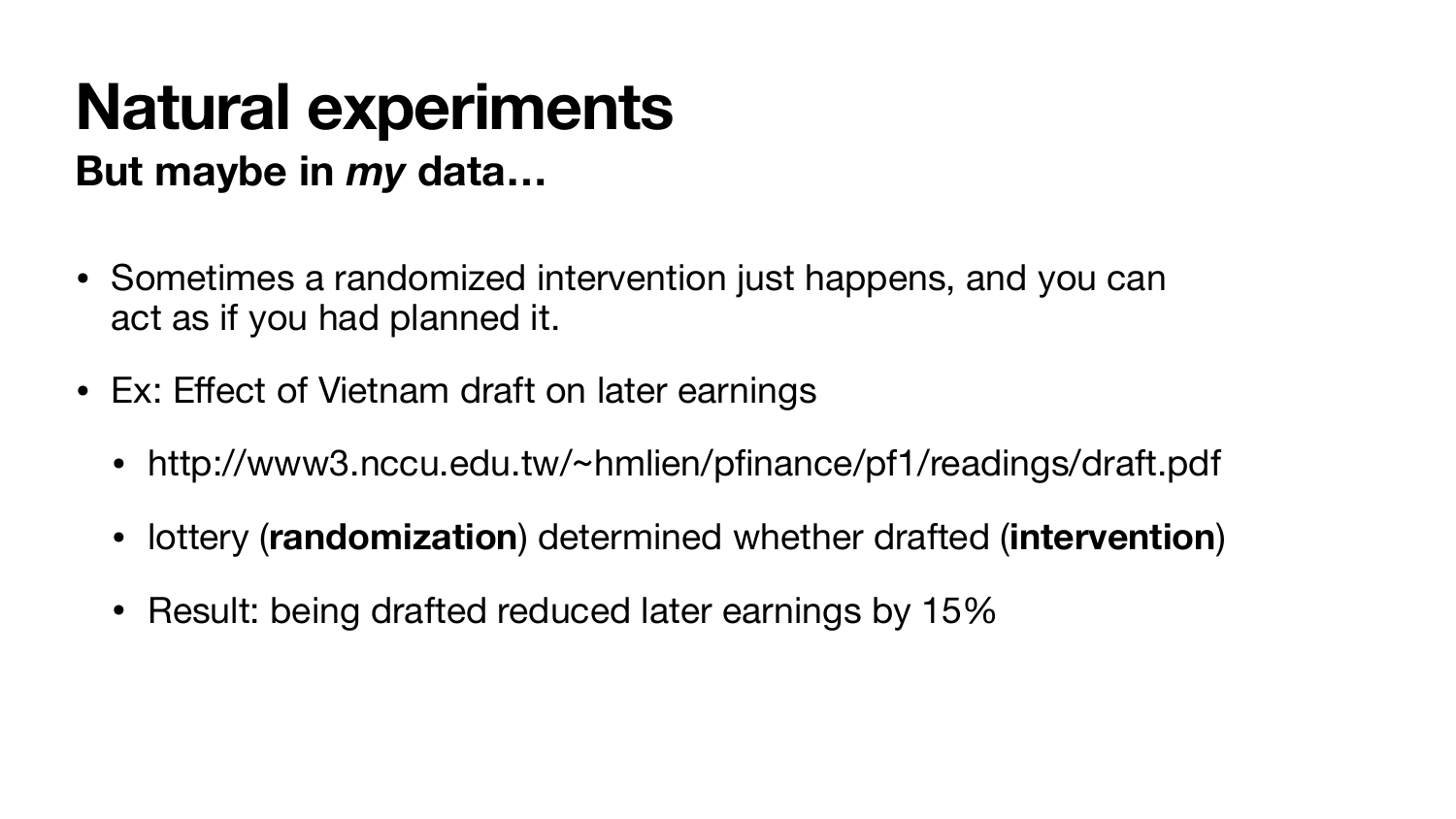# Natural experiments

**But maybe in *my* data…**

- Sometimes a randomized intervention just happens, and you can act as if you had planned it.
- Ex: Effect of Vietnam draft on later earnings
  - http://www3.nccu.edu.tw/~hmlien/pfinance/pf1/readings/draft.pdf
  - lottery (**randomization**) determined whether drafted (**intervention**)
  - Result: being drafted reduced later earnings by 15%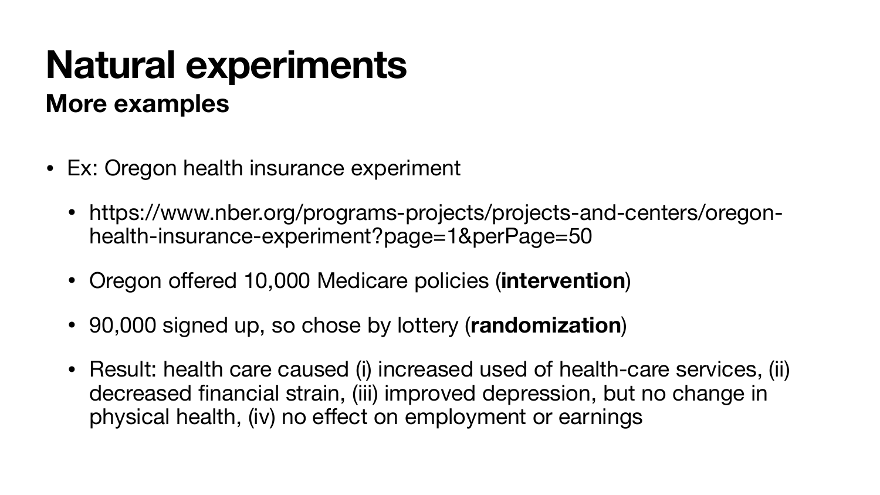# Natural experiments

## More examples

- Ex: Oregon health insurance experiment
  - https://www.nber.org/programs-projects/projects-and-centers/oregon-health-insurance-experiment?page=1&perPage=50
  - Oregon offered 10,000 Medicare policies (**intervention**)
  - 90,000 signed up, so chose by lottery (**randomization**)
  - Result: health care caused (i) increased used of health-care services, (ii) decreased financial strain, (iii) improved depression, but no change in physical health, (iv) no effect on employment or earnings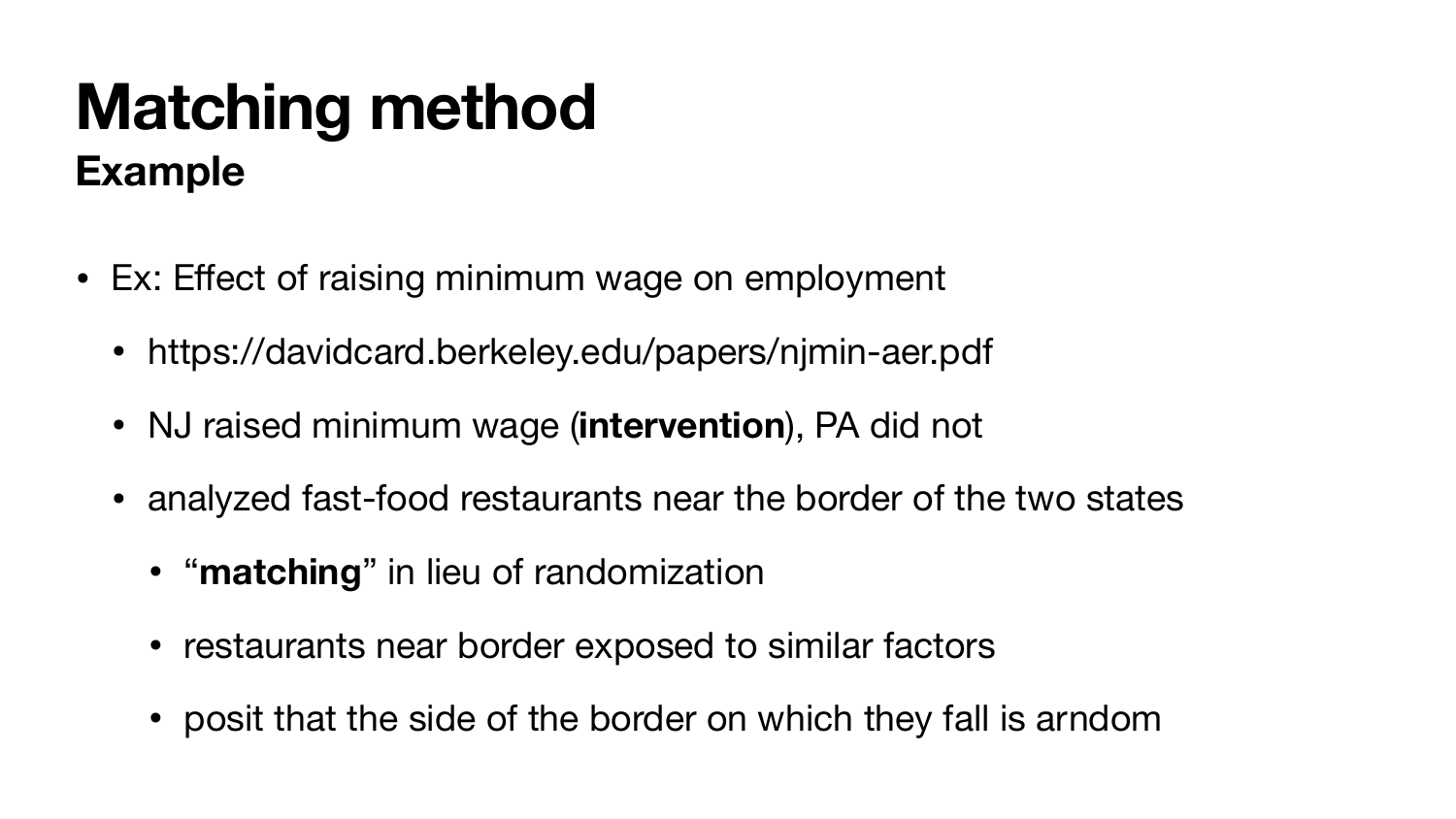# Matching method
## Example

- Ex: Effect of raising minimum wage on employment
  - https://davidcard.berkeley.edu/papers/njmin-aer.pdf
  - NJ raised minimum wage (**intervention**), PA did not
  - analyzed fast-food restaurants near the border of the two states
    - "**matching**" in lieu of randomization
    - restaurants near border exposed to similar factors
    - posit that the side of the border on which they fall is arndom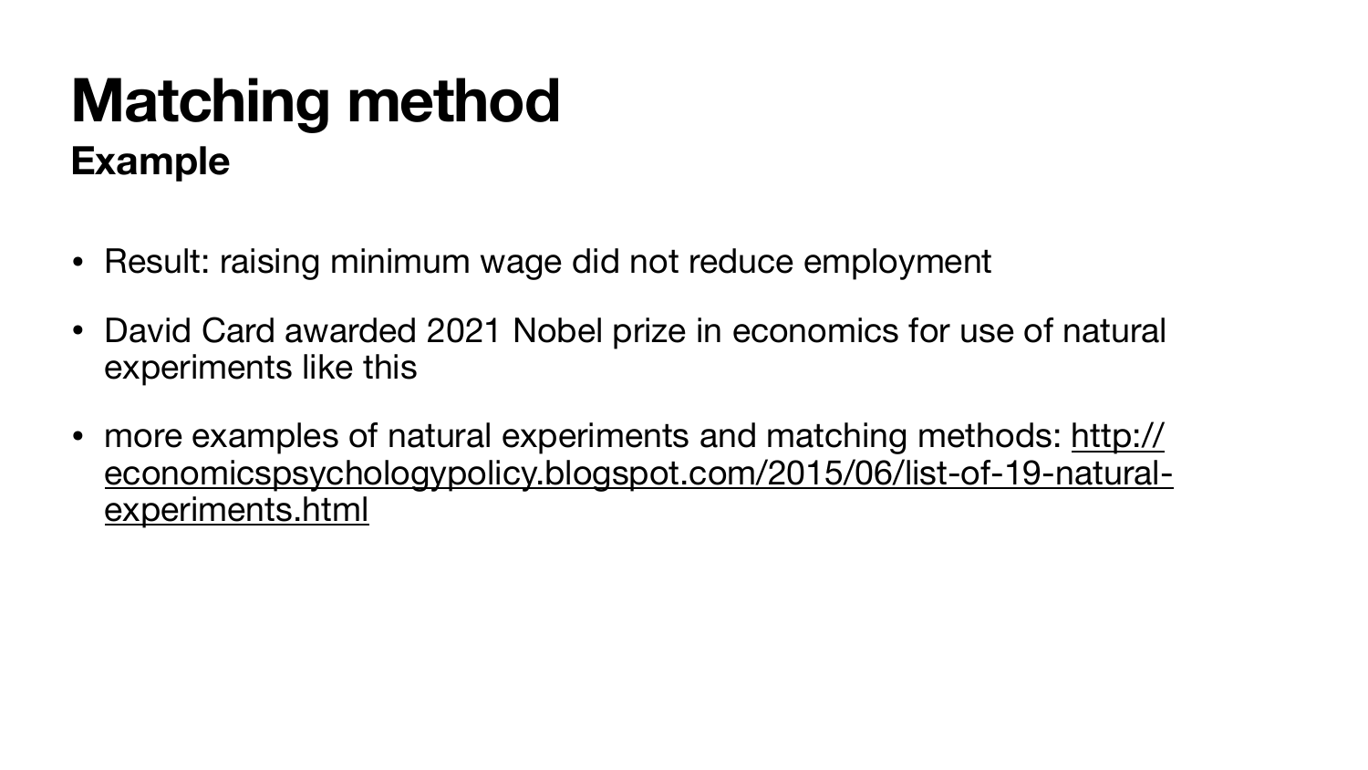# Matching method

## Example

- Result: raising minimum wage did not reduce employment
- David Card awarded 2021 Nobel prize in economics for use of natural experiments like this
- more examples of natural experiments and matching methods: http://economicspsychologypolicy.blogspot.com/2015/06/list-of-19-natural-experiments.html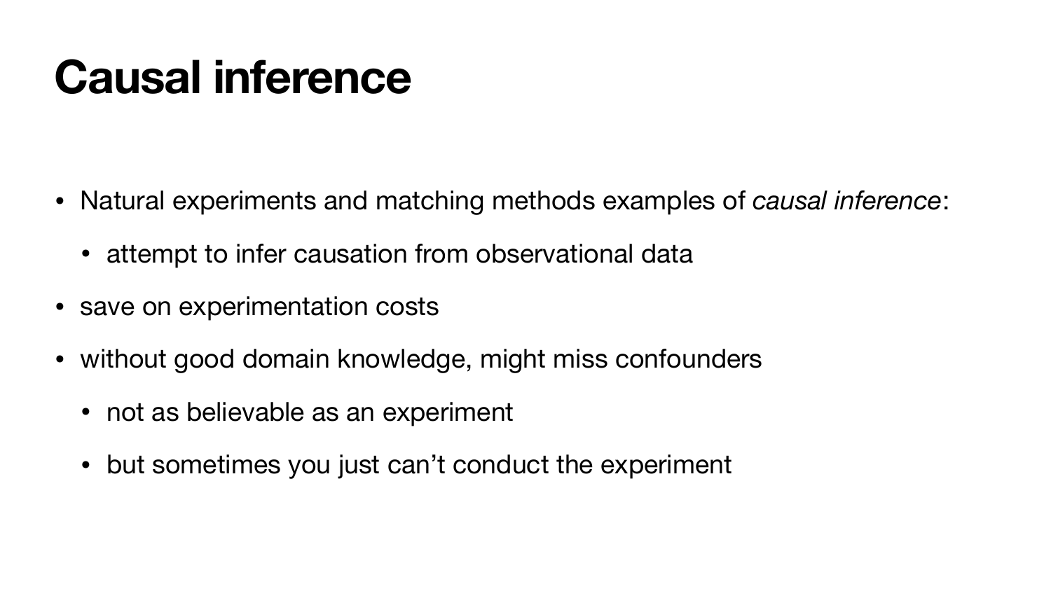# Causal inference

- Natural experiments and matching methods examples of *causal inference*:
  - attempt to infer causation from observational data
- save on experimentation costs
- without good domain knowledge, might miss confounders
  - not as believable as an experiment
  - but sometimes you just can't conduct the experiment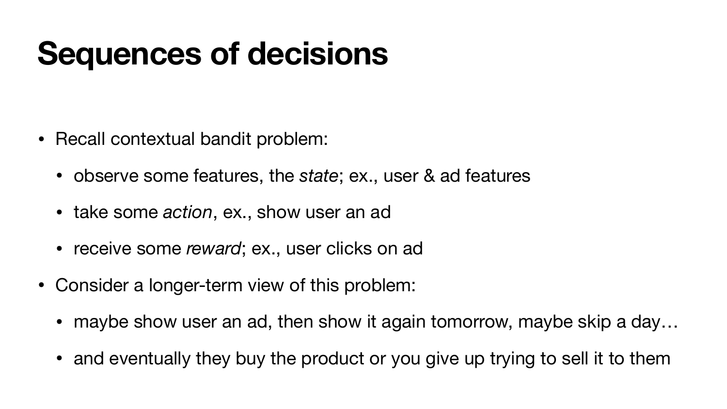# Sequences of decisions

- Recall contextual bandit problem:
  - observe some features, the *state*; ex., user & ad features
  - take some *action*, ex., show user an ad
  - receive some *reward*; ex., user clicks on ad
- Consider a longer-term view of this problem:
  - maybe show user an ad, then show it again tomorrow, maybe skip a day…
  - and eventually they buy the product or you give up trying to sell it to them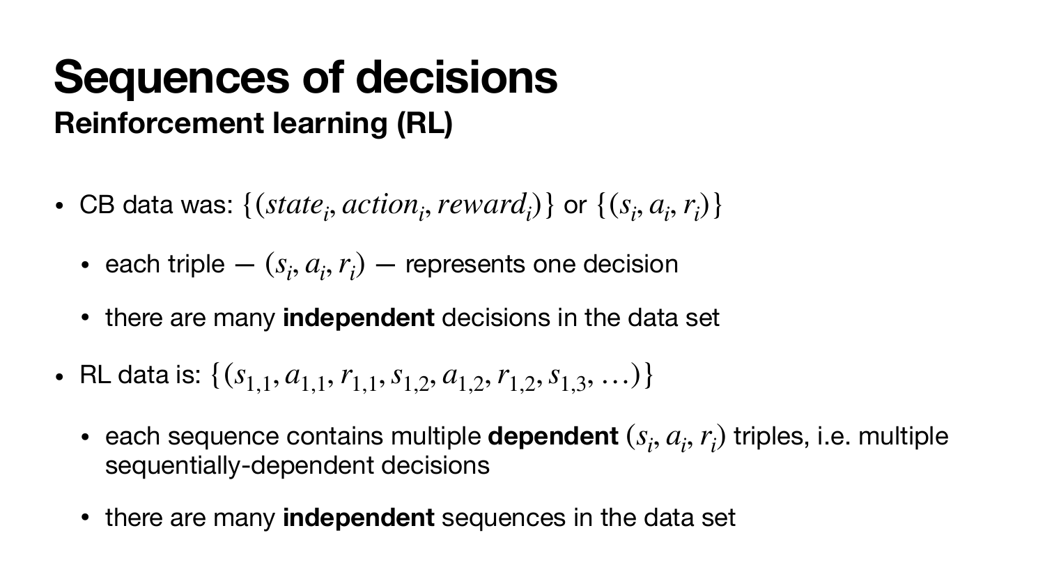# Sequences of decisions

## Reinforcement learning (RL)

- CB data was: $\{(state_i, action_i, reward_i)\}$ or $\{(s_i, a_i, r_i)\}$
  - each triple — $(s_i, a_i, r_i)$ — represents one decision
  - there are many **independent** decisions in the data set
- RL data is: $\{(s_{1,1}, a_{1,1}, r_{1,1}, s_{1,2}, a_{1,2}, r_{1,2}, s_{1,3}, \ldots)\}$
  - each sequence contains multiple **dependent** $(s_i, a_i, r_i)$ triples, i.e. multiple sequentially-dependent decisions
  - there are many **independent** sequences in the data set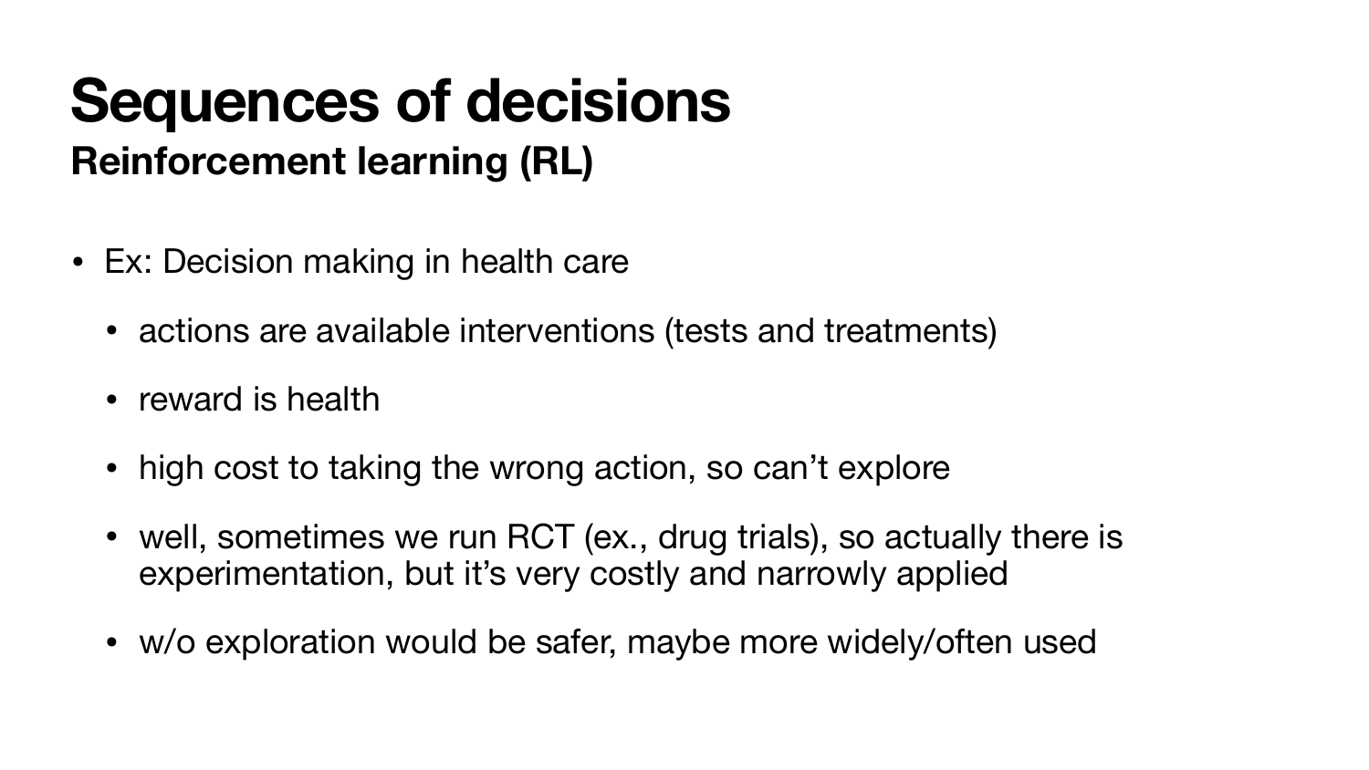# Sequences of decisions

## Reinforcement learning (RL)

- Ex: Decision making in health care
  - actions are available interventions (tests and treatments)
  - reward is health
  - high cost to taking the wrong action, so can't explore
  - well, sometimes we run RCT (ex., drug trials), so actually there is experimentation, but it's very costly and narrowly applied
  - w/o exploration would be safer, maybe more widely/often used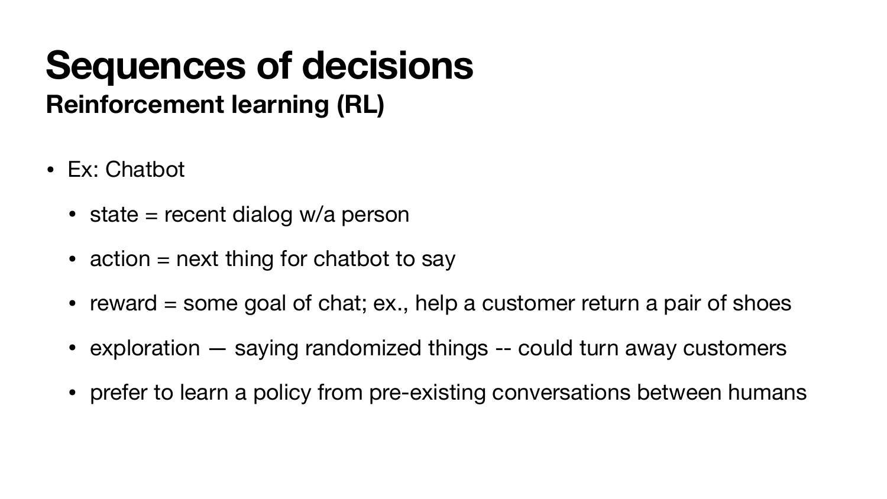# Sequences of decisions

## Reinforcement learning (RL)

- Ex: Chatbot
  - state = recent dialog w/a person
  - action = next thing for chatbot to say
  - reward = some goal of chat; ex., help a customer return a pair of shoes
  - exploration — saying randomized things -- could turn away customers
  - prefer to learn a policy from pre-existing conversations between humans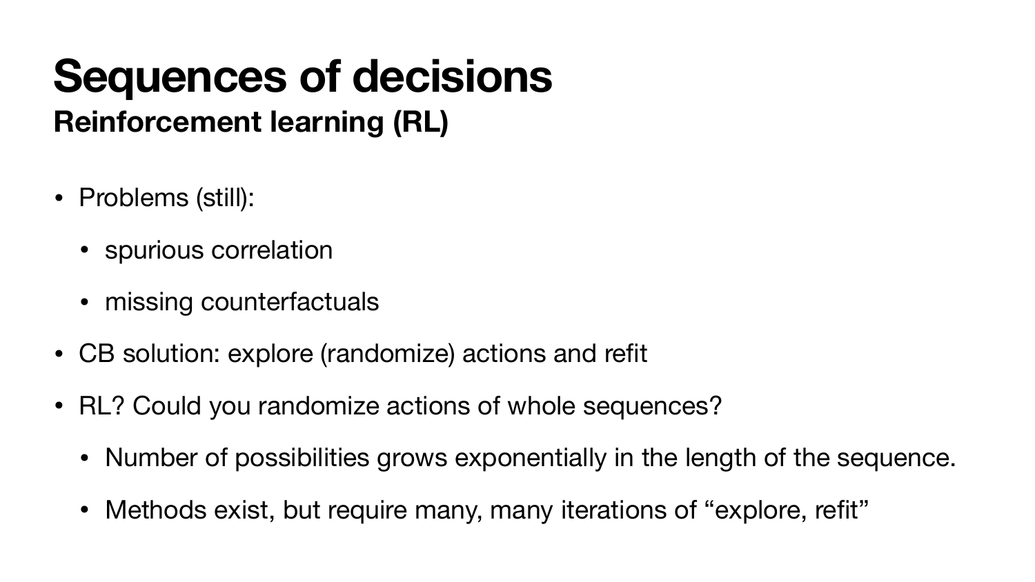# Sequences of decisions

## Reinforcement learning (RL)

- Problems (still):
  - spurious correlation
  - missing counterfactuals
- CB solution: explore (randomize) actions and refit
- RL? Could you randomize actions of whole sequences?
  - Number of possibilities grows exponentially in the length of the sequence.
  - Methods exist, but require many, many iterations of “explore, refit”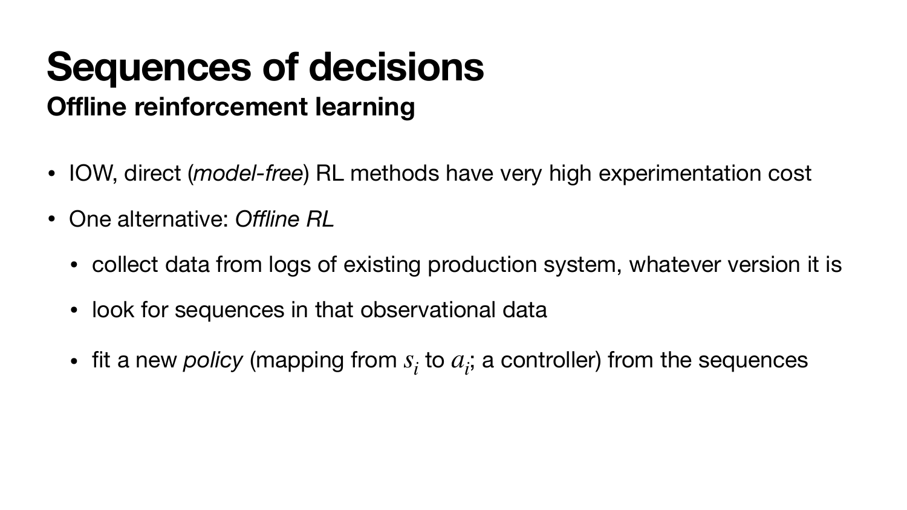# Sequences of decisions

## Offline reinforcement learning

- IOW, direct (*model-free*) RL methods have very high experimentation cost
- One alternative: *Offline RL*
  - collect data from logs of existing production system, whatever version it is
  - look for sequences in that observational data
  - fit a new *policy* (mapping from $s_i$ to $a_i$; a controller) from the sequences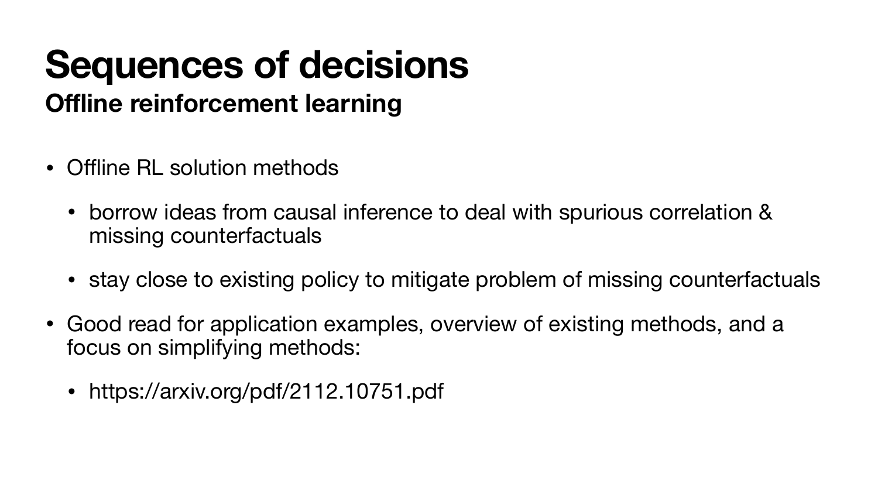# Sequences of decisions

## Offline reinforcement learning

- Offline RL solution methods
  - borrow ideas from causal inference to deal with spurious correlation & missing counterfactuals
  - stay close to existing policy to mitigate problem of missing counterfactuals
- Good read for application examples, overview of existing methods, and a focus on simplifying methods:
  - https://arxiv.org/pdf/2112.10751.pdf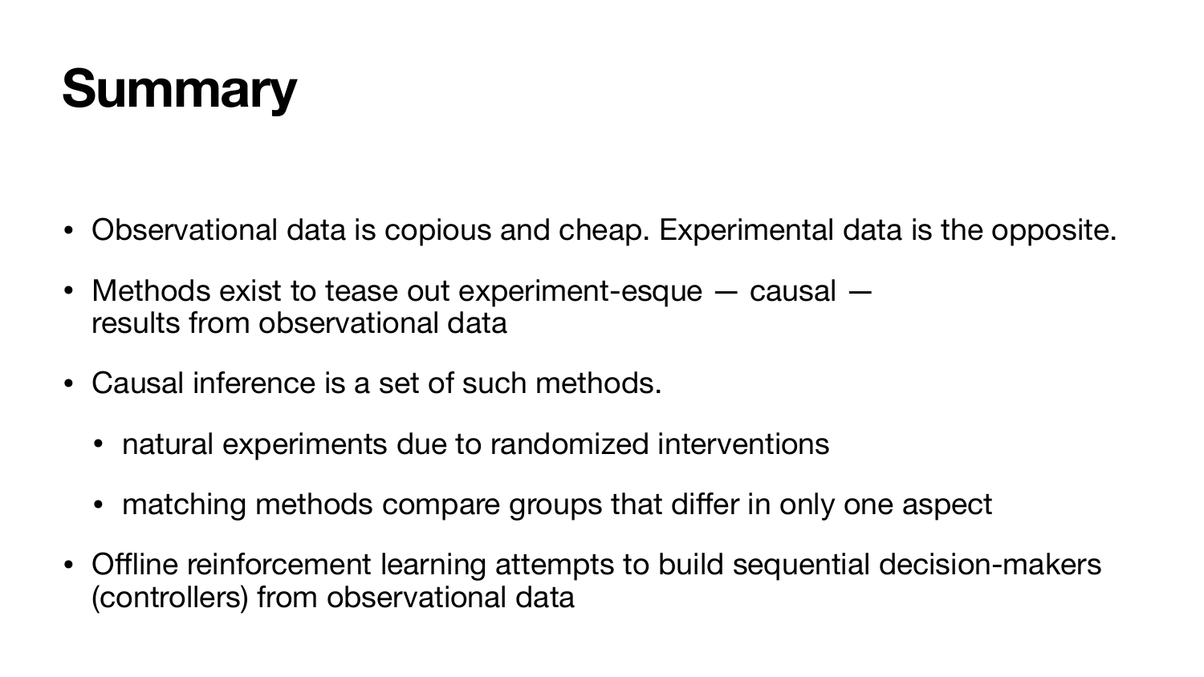# Summary

- Observational data is copious and cheap. Experimental data is the opposite.
- Methods exist to tease out experiment-esque — causal — results from observational data
- Causal inference is a set of such methods.
  - natural experiments due to randomized interventions
  - matching methods compare groups that differ in only one aspect
- Offline reinforcement learning attempts to build sequential decision-makers (controllers) from observational data